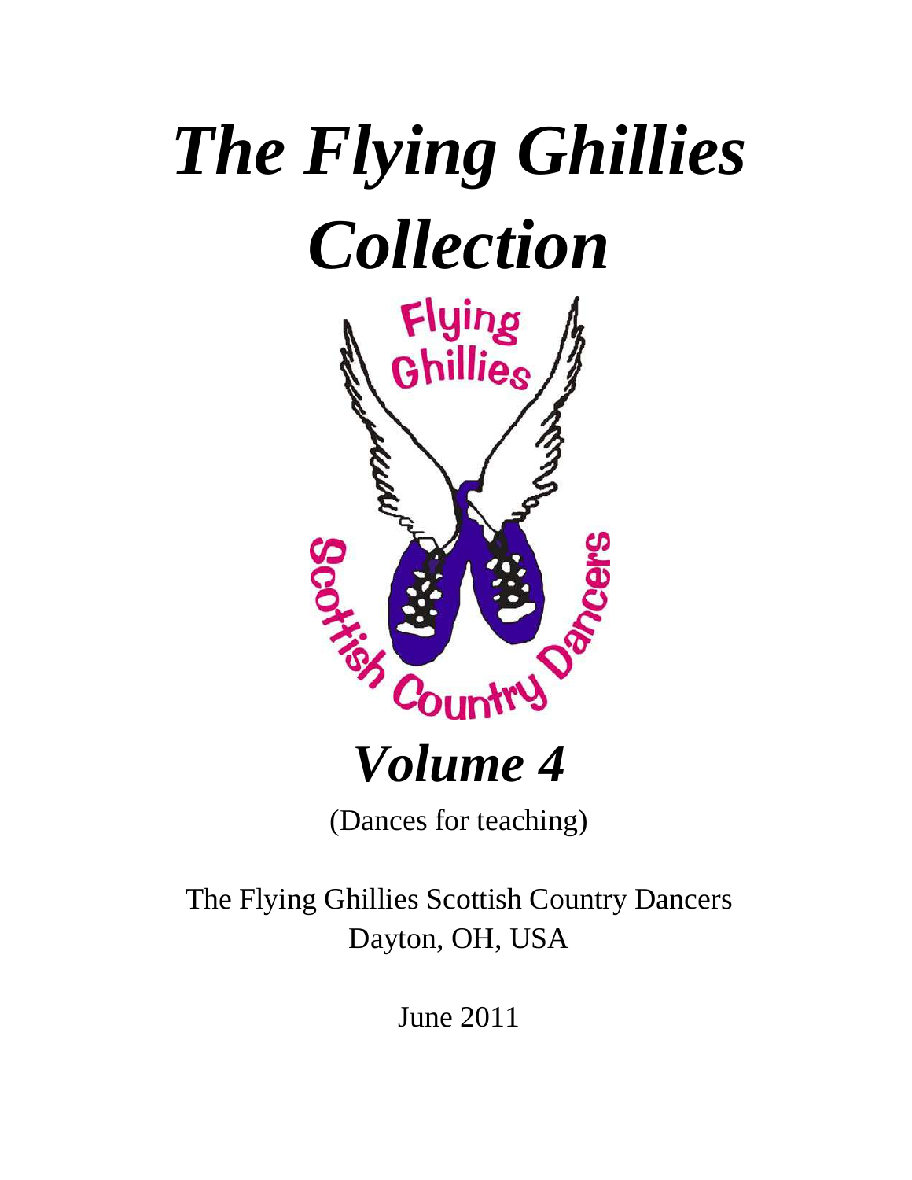# *The Flying Ghillies Collection*

## *Volume 4*

(Dances for teaching)

The Flying Ghillies Scottish Country Dancers
Dayton, OH, USA

June 2011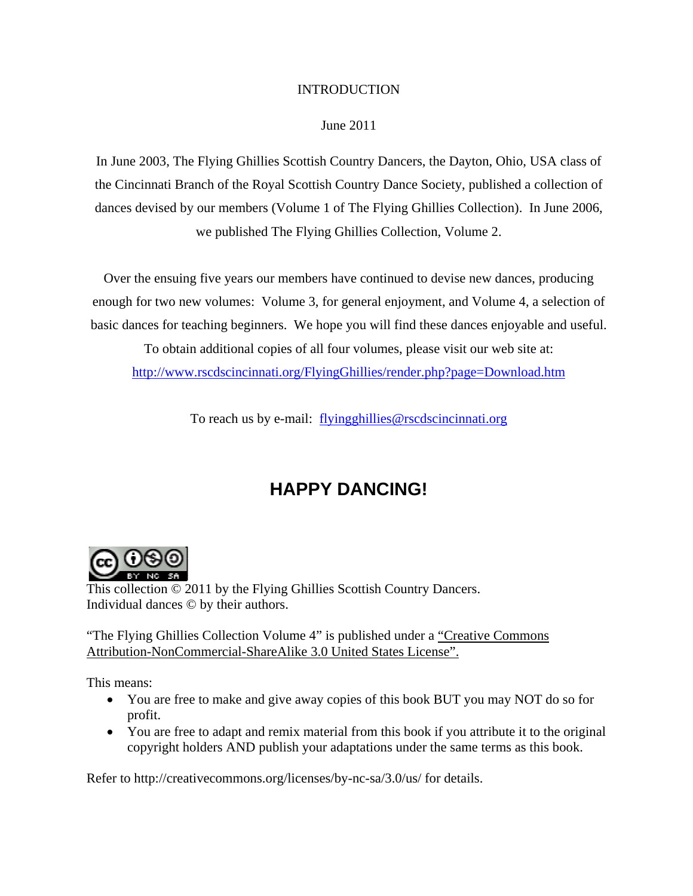# INTRODUCTION

June 2011

In June 2003, The Flying Ghillies Scottish Country Dancers, the Dayton, Ohio, USA class of the Cincinnati Branch of the Royal Scottish Country Dance Society, published a collection of dances devised by our members (Volume 1 of The Flying Ghillies Collection). In June 2006, we published The Flying Ghillies Collection, Volume 2.

Over the ensuing five years our members have continued to devise new dances, producing enough for two new volumes: Volume 3, for general enjoyment, and Volume 4, a selection of basic dances for teaching beginners. We hope you will find these dances enjoyable and useful. To obtain additional copies of all four volumes, please visit our web site at: http://www.rscdscincinnati.org/FlyingGhillies/render.php?page=Download.htm

To reach us by e-mail: flyingghillies@rscdscincinnati.org

## HAPPY DANCING!

This collection © 2011 by the Flying Ghillies Scottish Country Dancers.
Individual dances © by their authors.

"The Flying Ghillies Collection Volume 4" is published under a "Creative Commons Attribution-NonCommercial-ShareAlike 3.0 United States License".

This means:

- You are free to make and give away copies of this book BUT you may NOT do so for profit.
- You are free to adapt and remix material from this book if you attribute it to the original copyright holders AND publish your adaptations under the same terms as this book.

Refer to http://creativecommons.org/licenses/by-nc-sa/3.0/us/ for details.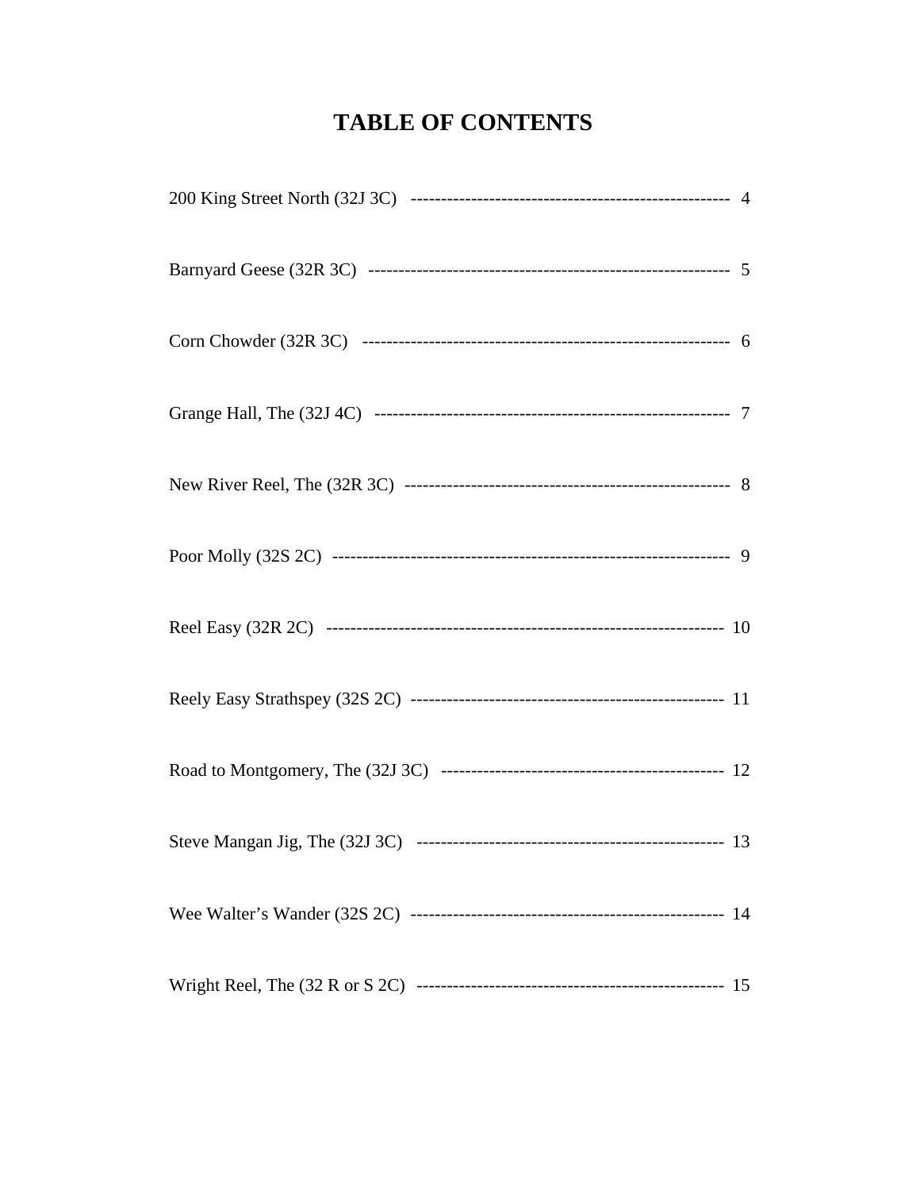# TABLE OF CONTENTS

200 King Street North (32J 3C) ---------------------------------------------------- 4

Barnyard Geese (32R 3C) ---------------------------------------------------------- 5

Corn Chowder (32R 3C) ------------------------------------------------------------ 6

Grange Hall, The (32J 4C) --------------------------------------------------------- 7

New River Reel, The (32R 3C) ---------------------------------------------------- 8

Poor Molly (32S 2C) --------------------------------------------------------------- 9

Reel Easy (32R 2C) ---------------------------------------------------------------- 10

Reely Easy Strathspey (32S 2C) -------------------------------------------------- 11

Road to Montgomery, The (32J 3C) ----------------------------------------------- 12

Steve Mangan Jig, The (32J 3C) ------------------------------------------------- 13

Wee Walter's Wander (32S 2C) -------------------------------------------------- 14

Wright Reel, The (32 R or S 2C) ------------------------------------------------- 15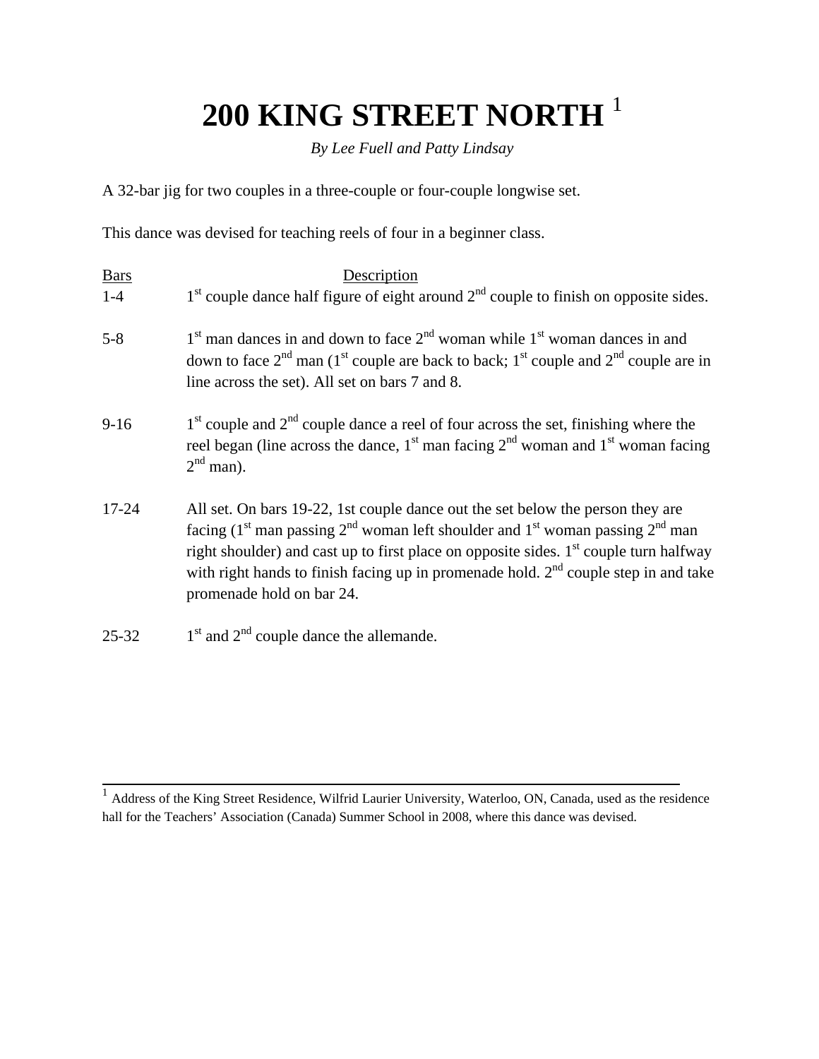# 200 KING STREET NORTH [1]

*By Lee Fuell and Patty Lindsay*

A 32-bar jig for two couples in a three-couple or four-couple longwise set.

This dance was devised for teaching reels of four in a beginner class.

| Bars | Description |
| --- | --- |
| 1-4 | 1st couple dance half figure of eight around 2nd couple to finish on opposite sides. |
| 5-8 | 1st man dances in and down to face 2nd woman while 1st woman dances in and down to face 2nd man (1st couple are back to back; 1st couple and 2nd couple are in line across the set). All set on bars 7 and 8. |
| 9-16 | 1st couple and 2nd couple dance a reel of four across the set, finishing where the reel began (line across the dance, 1st man facing 2nd woman and 1st woman facing 2nd man). |
| 17-24 | All set. On bars 19-22, 1st couple dance out the set below the person they are facing (1st man passing 2nd woman left shoulder and 1st woman passing 2nd man right shoulder) and cast up to first place on opposite sides. 1st couple turn halfway with right hands to finish facing up in promenade hold. 2nd couple step in and take promenade hold on bar 24. |
| 25-32 | 1st and 2nd couple dance the allemande. |

[1] Address of the King Street Residence, Wilfrid Laurier University, Waterloo, ON, Canada, used as the residence hall for the Teachers' Association (Canada) Summer School in 2008, where this dance was devised.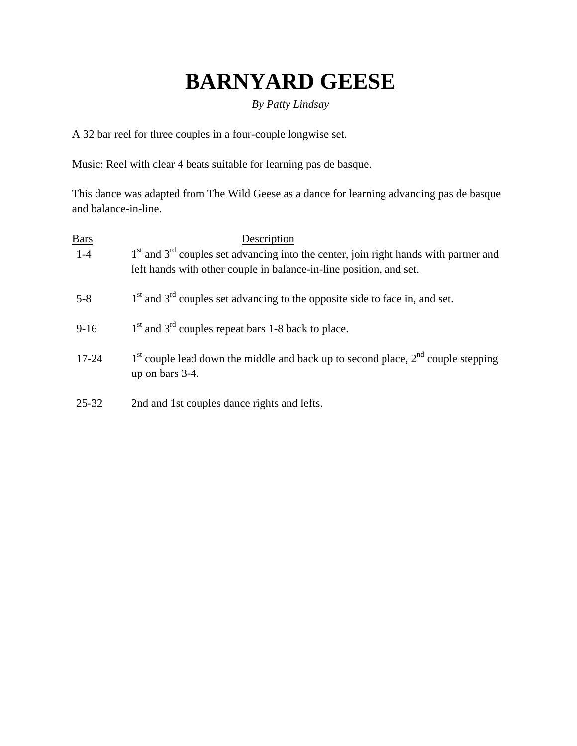# BARNYARD GEESE

*By Patty Lindsay*

A 32 bar reel for three couples in a four-couple longwise set.

Music: Reel with clear 4 beats suitable for learning pas de basque.

This dance was adapted from The Wild Geese as a dance for learning advancing pas de basque and balance-in-line.

| Bars | Description |
|---|---|
| 1-4 | 1st and 3rd couples set advancing into the center, join right hands with partner and left hands with other couple in balance-in-line position, and set. |
| 5-8 | 1st and 3rd couples set advancing to the opposite side to face in, and set. |
| 9-16 | 1st and 3rd couples repeat bars 1-8 back to place. |
| 17-24 | 1st couple lead down the middle and back up to second place, 2nd couple stepping up on bars 3-4. |
| 25-32 | 2nd and 1st couples dance rights and lefts. |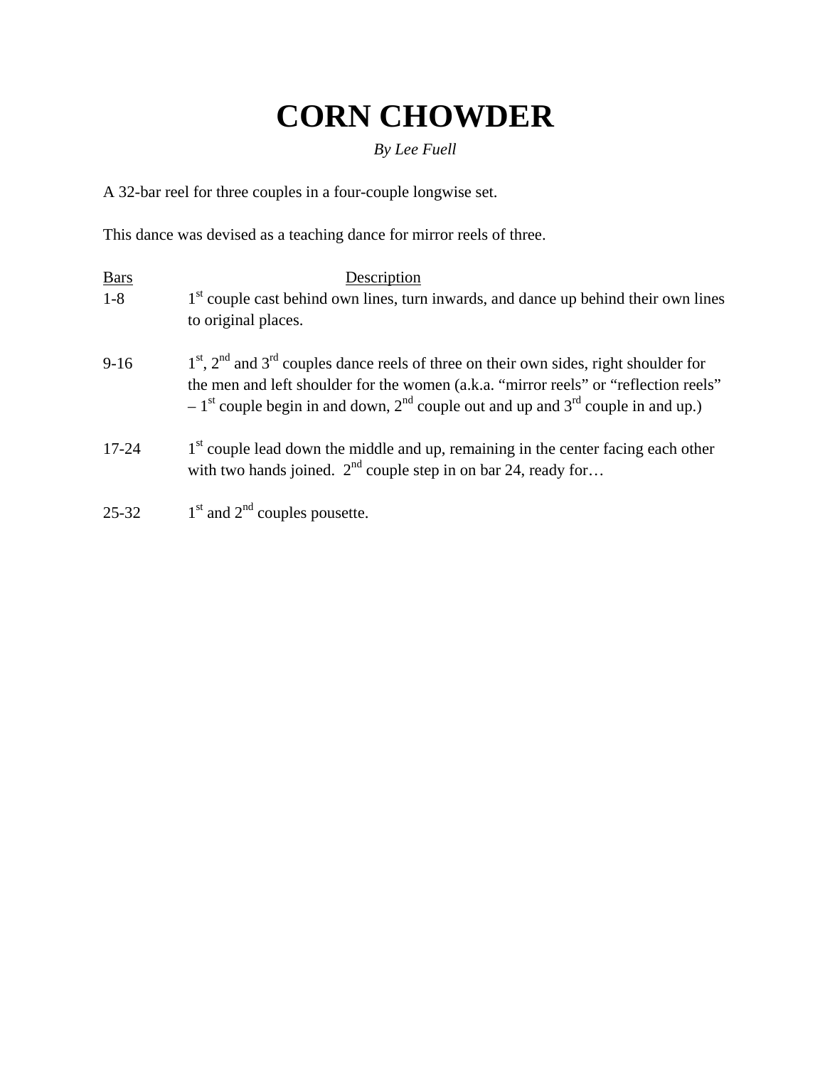# CORN CHOWDER

*By Lee Fuell*

A 32-bar reel for three couples in a four-couple longwise set.

This dance was devised as a teaching dance for mirror reels of three.

| Bars | Description |
|---|---|
| 1-8 | 1st couple cast behind own lines, turn inwards, and dance up behind their own lines to original places. |
| 9-16 | 1st, 2nd and 3rd couples dance reels of three on their own sides, right shoulder for the men and left shoulder for the women (a.k.a. "mirror reels" or "reflection reels" – 1st couple begin in and down, 2nd couple out and up and 3rd couple in and up.) |
| 17-24 | 1st couple lead down the middle and up, remaining in the center facing each other with two hands joined. 2nd couple step in on bar 24, ready for… |
| 25-32 | 1st and 2nd couples pousette. |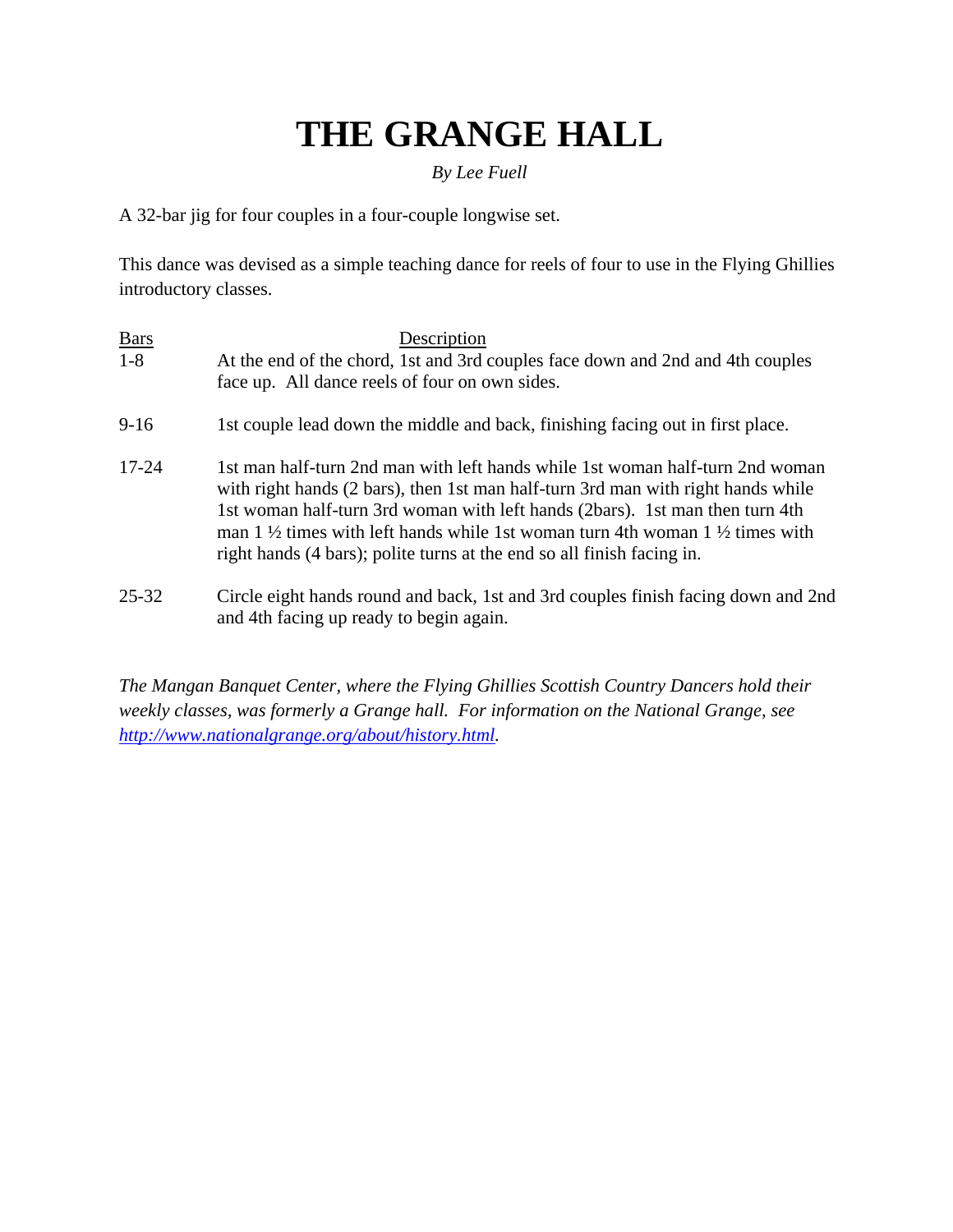# THE GRANGE HALL

*By Lee Fuell*

A 32-bar jig for four couples in a four-couple longwise set.

This dance was devised as a simple teaching dance for reels of four to use in the Flying Ghillies introductory classes.

| Bars | Description |
|---|---|
| 1-8 | At the end of the chord, 1st and 3rd couples face down and 2nd and 4th couples face up. All dance reels of four on own sides. |
| 9-16 | 1st couple lead down the middle and back, finishing facing out in first place. |
| 17-24 | 1st man half-turn 2nd man with left hands while 1st woman half-turn 2nd woman with right hands (2 bars), then 1st man half-turn 3rd man with right hands while 1st woman half-turn 3rd woman with left hands (2bars). 1st man then turn 4th man 1 ½ times with left hands while 1st woman turn 4th woman 1 ½ times with right hands (4 bars); polite turns at the end so all finish facing in. |
| 25-32 | Circle eight hands round and back, 1st and 3rd couples finish facing down and 2nd and 4th facing up ready to begin again. |

*The Mangan Banquet Center, where the Flying Ghillies Scottish Country Dancers hold their weekly classes, was formerly a Grange hall. For information on the National Grange, see [http://www.nationalgrange.org/about/history.html](http://www.nationalgrange.org/about/history.html).*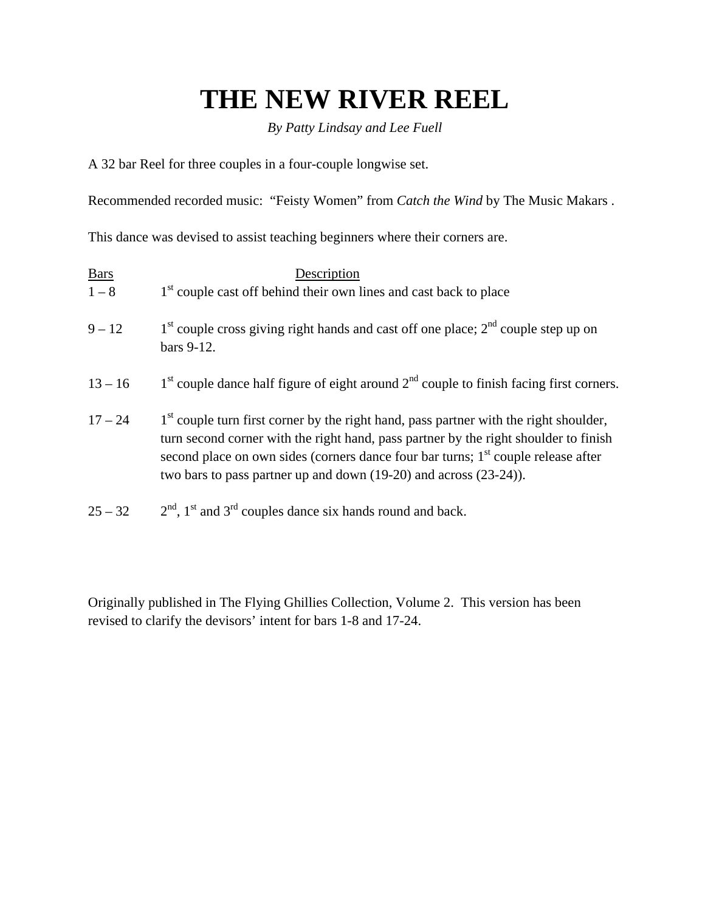# THE NEW RIVER REEL

*By Patty Lindsay and Lee Fuell*

A 32 bar Reel for three couples in a four-couple longwise set.

Recommended recorded music: "Feisty Women" from *Catch the Wind* by The Music Makars .

This dance was devised to assist teaching beginners where their corners are.

| Bars | Description |
|---|---|
| 1 – 8 | 1st couple cast off behind their own lines and cast back to place |
| 9 – 12 | 1st couple cross giving right hands and cast off one place; 2nd couple step up on bars 9-12. |
| 13 – 16 | 1st couple dance half figure of eight around 2nd couple to finish facing first corners. |
| 17 – 24 | 1st couple turn first corner by the right hand, pass partner with the right shoulder, turn second corner with the right hand, pass partner by the right shoulder to finish second place on own sides (corners dance four bar turns; 1st couple release after two bars to pass partner up and down (19-20) and across (23-24)). |
| 25 – 32 | 2nd, 1st and 3rd couples dance six hands round and back. |

Originally published in The Flying Ghillies Collection, Volume 2. This version has been revised to clarify the devisors' intent for bars 1-8 and 17-24.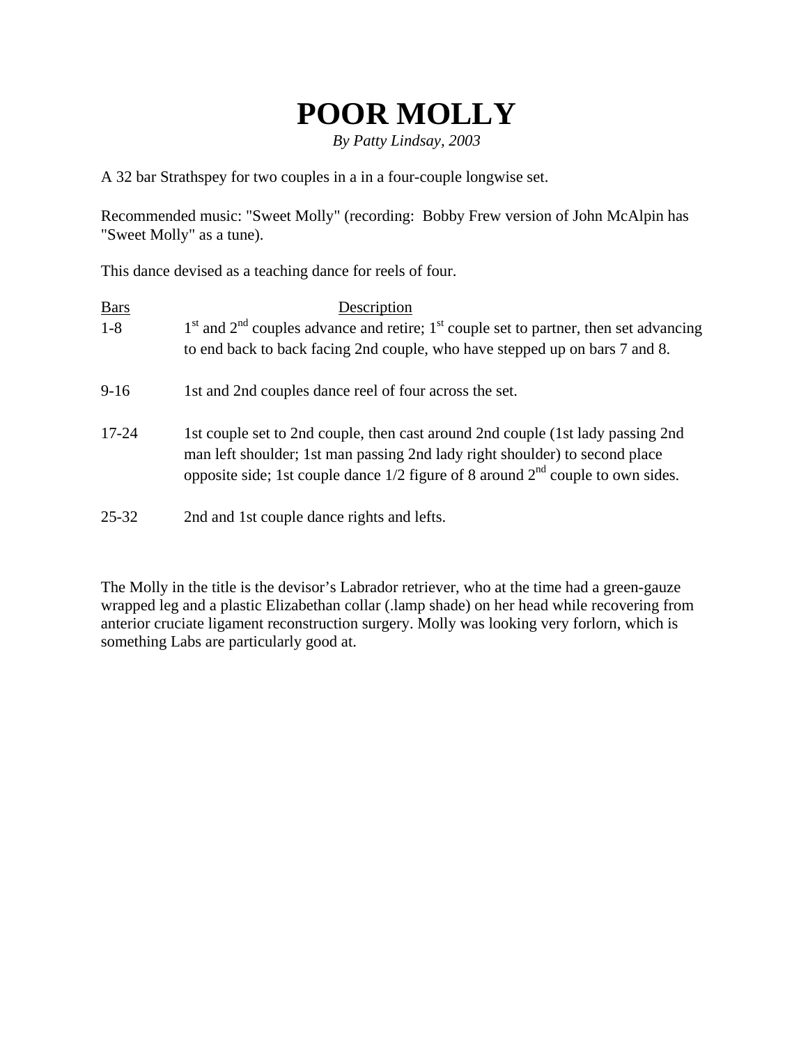# POOR MOLLY

*By Patty Lindsay, 2003*

A 32 bar Strathspey for two couples in a in a four-couple longwise set.

Recommended music: "Sweet Molly" (recording: Bobby Frew version of John McAlpin has "Sweet Molly" as a tune).

This dance devised as a teaching dance for reels of four.

| Bars | Description |
|---|---|
| 1-8 | 1st and 2nd couples advance and retire; 1st couple set to partner, then set advancing to end back to back facing 2nd couple, who have stepped up on bars 7 and 8. |
| 9-16 | 1st and 2nd couples dance reel of four across the set. |
| 17-24 | 1st couple set to 2nd couple, then cast around 2nd couple (1st lady passing 2nd man left shoulder; 1st man passing 2nd lady right shoulder) to second place opposite side; 1st couple dance 1/2 figure of 8 around 2nd couple to own sides. |
| 25-32 | 2nd and 1st couple dance rights and lefts. |

The Molly in the title is the devisor's Labrador retriever, who at the time had a green-gauze wrapped leg and a plastic Elizabethan collar (.lamp shade) on her head while recovering from anterior cruciate ligament reconstruction surgery. Molly was looking very forlorn, which is something Labs are particularly good at.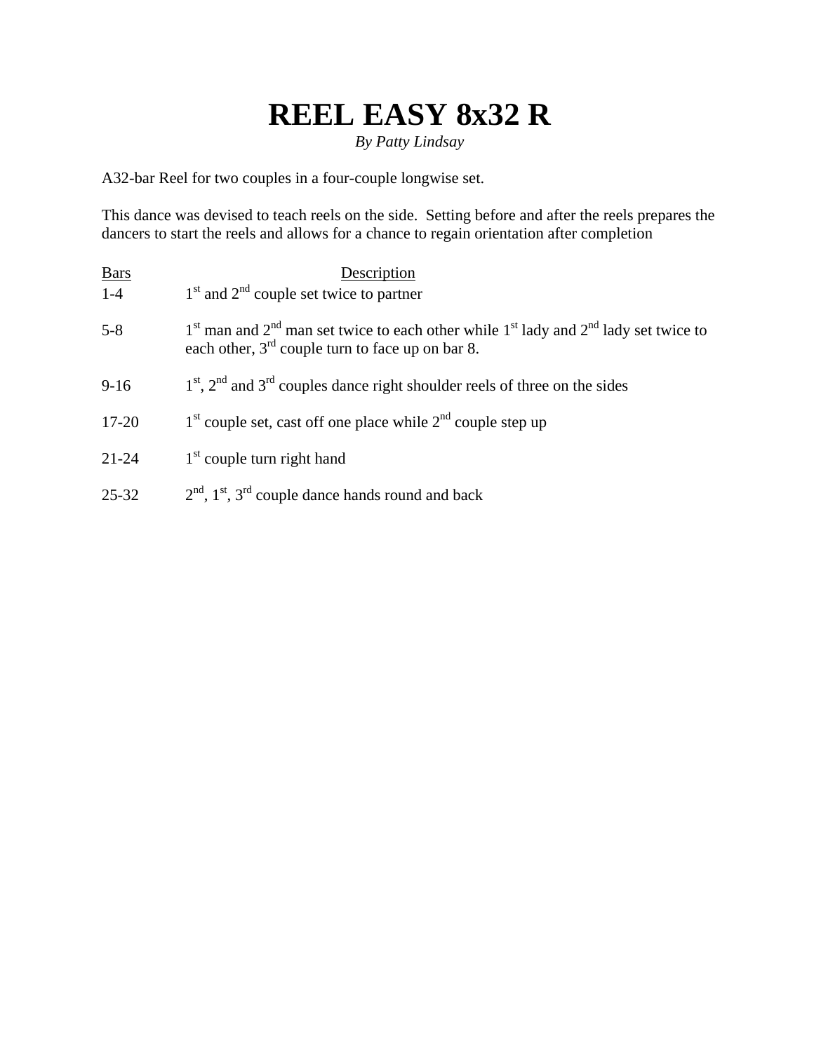# REEL EASY 8x32 R

*By Patty Lindsay*

A32-bar Reel for two couples in a four-couple longwise set.

This dance was devised to teach reels on the side. Setting before and after the reels prepares the dancers to start the reels and allows for a chance to regain orientation after completion

| Bars | Description |
|---|---|
| 1-4 | 1st and 2nd couple set twice to partner |
| 5-8 | 1st man and 2nd man set twice to each other while 1st lady and 2nd lady set twice to each other, 3rd couple turn to face up on bar 8. |
| 9-16 | 1st, 2nd and 3rd couples dance right shoulder reels of three on the sides |
| 17-20 | 1st couple set, cast off one place while 2nd couple step up |
| 21-24 | 1st couple turn right hand |
| 25-32 | 2nd, 1st, 3rd couple dance hands round and back |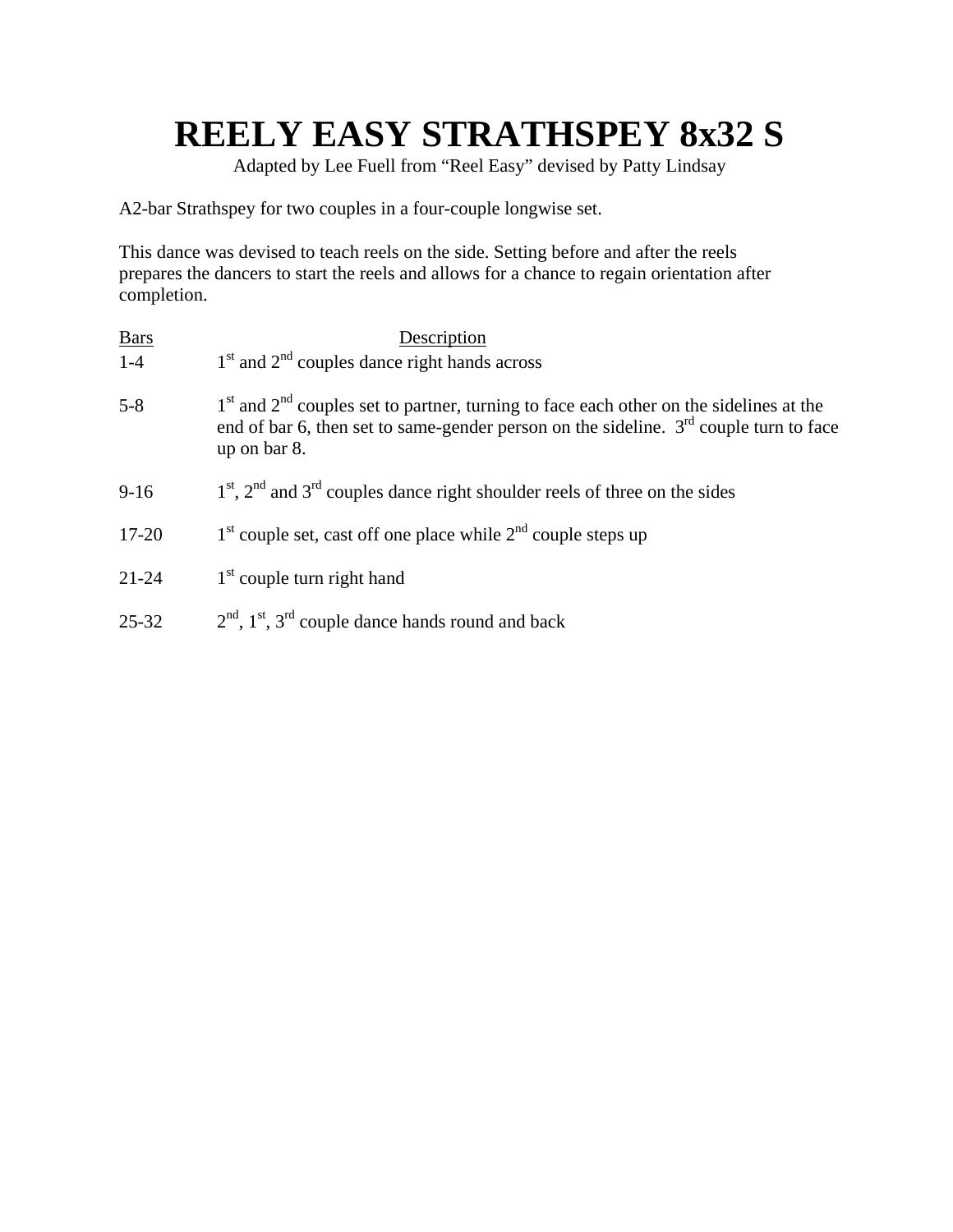# REELY EASY STRATHSPEY 8x32 S

Adapted by Lee Fuell from "Reel Easy" devised by Patty Lindsay

A2-bar Strathspey for two couples in a four-couple longwise set.

This dance was devised to teach reels on the side. Setting before and after the reels prepares the dancers to start the reels and allows for a chance to regain orientation after completion.

| Bars | Description |
|---|---|
| 1-4 | 1st and 2nd couples dance right hands across |
| 5-8 | 1st and 2nd couples set to partner, turning to face each other on the sidelines at the end of bar 6, then set to same-gender person on the sideline. 3rd couple turn to face up on bar 8. |
| 9-16 | 1st, 2nd and 3rd couples dance right shoulder reels of three on the sides |
| 17-20 | 1st couple set, cast off one place while 2nd couple steps up |
| 21-24 | 1st couple turn right hand |
| 25-32 | 2nd, 1st, 3rd couple dance hands round and back |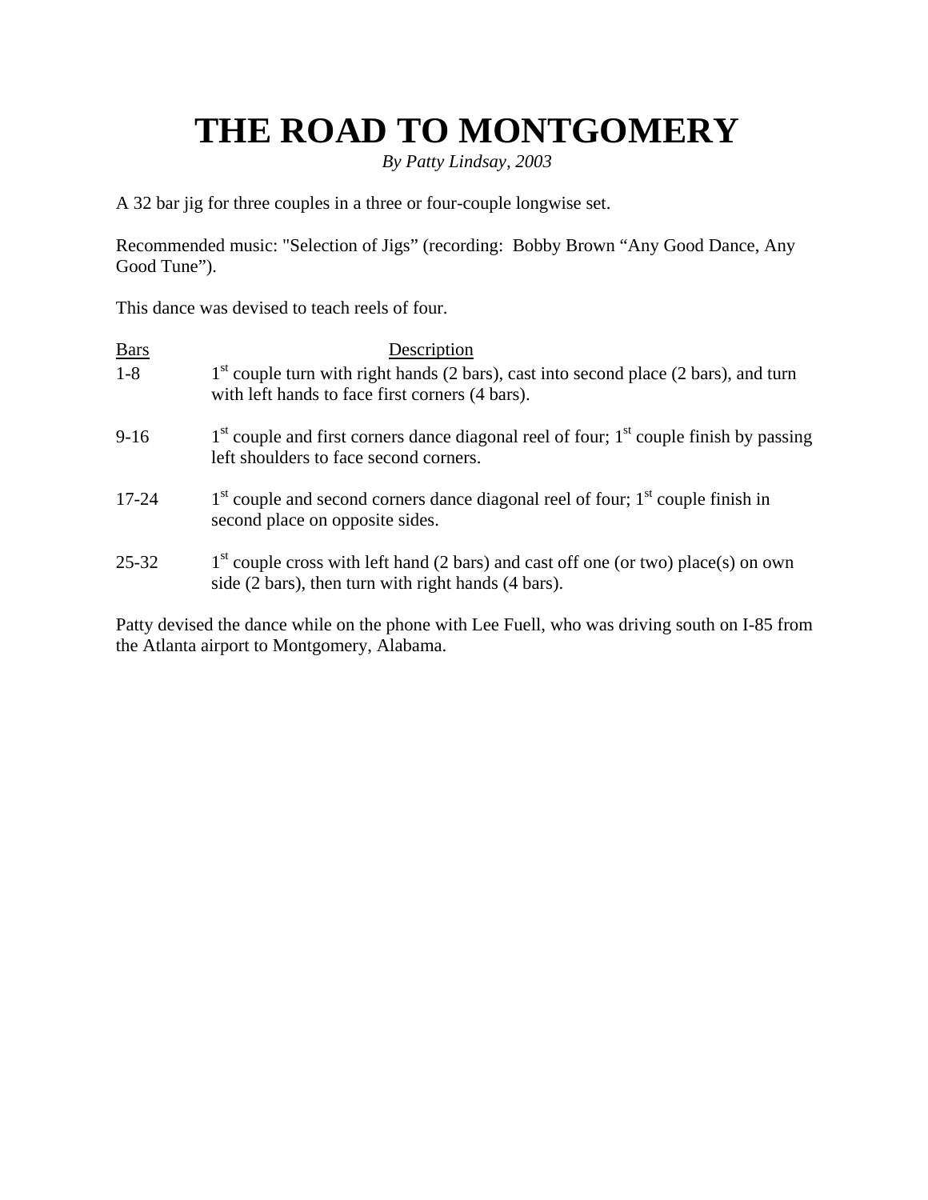# THE ROAD TO MONTGOMERY

*By Patty Lindsay, 2003*

A 32 bar jig for three couples in a three or four-couple longwise set.

Recommended music: "Selection of Jigs" (recording: Bobby Brown "Any Good Dance, Any Good Tune").

This dance was devised to teach reels of four.

| Bars | Description |
| --- | --- |
| 1-8 | 1st couple turn with right hands (2 bars), cast into second place (2 bars), and turn with left hands to face first corners (4 bars). |
| 9-16 | 1st couple and first corners dance diagonal reel of four; 1st couple finish by passing left shoulders to face second corners. |
| 17-24 | 1st couple and second corners dance diagonal reel of four; 1st couple finish in second place on opposite sides. |
| 25-32 | 1st couple cross with left hand (2 bars) and cast off one (or two) place(s) on own side (2 bars), then turn with right hands (4 bars). |

Patty devised the dance while on the phone with Lee Fuell, who was driving south on I-85 from the Atlanta airport to Montgomery, Alabama.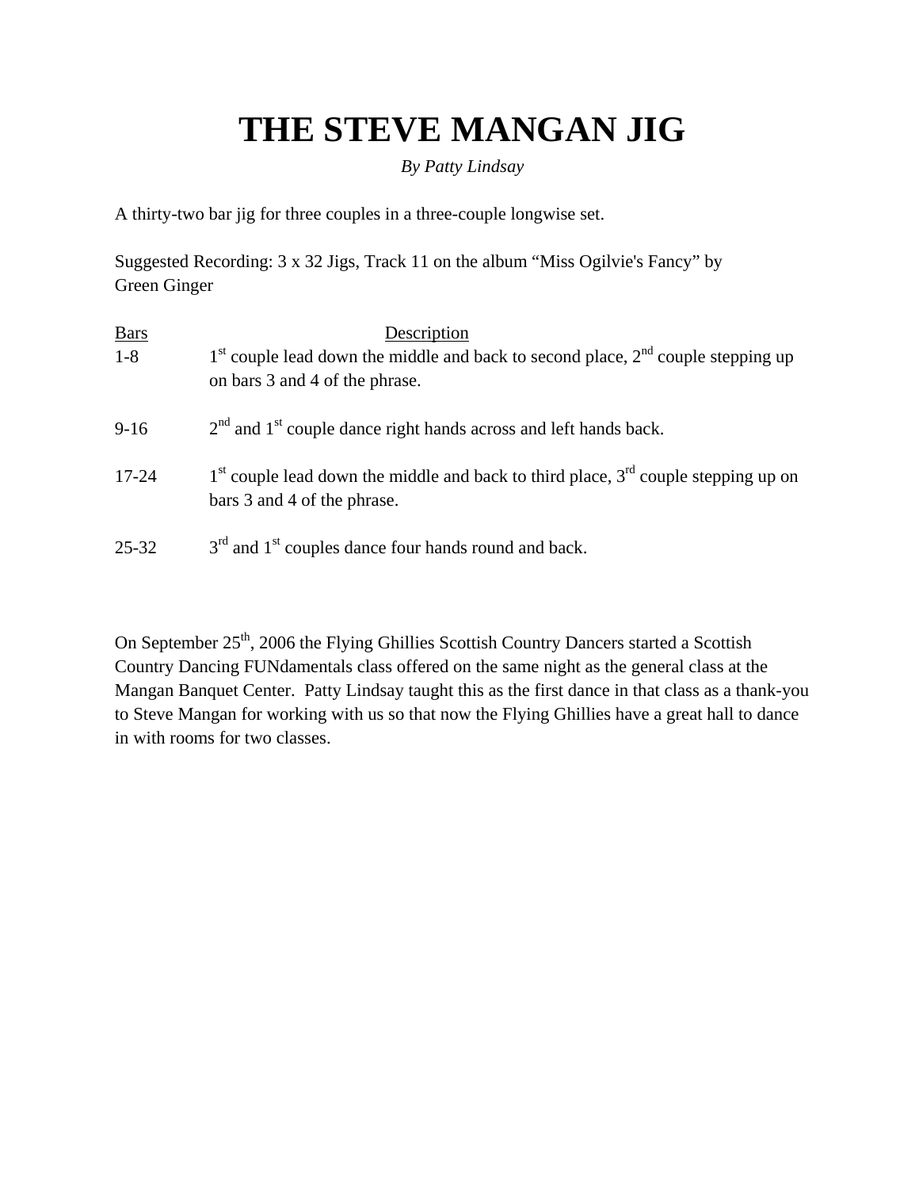# THE STEVE MANGAN JIG

*By Patty Lindsay*

A thirty-two bar jig for three couples in a three-couple longwise set.

Suggested Recording: 3 x 32 Jigs, Track 11 on the album "Miss Ogilvie's Fancy" by Green Ginger

| Bars | Description |
| --- | --- |
| 1-8 | 1st couple lead down the middle and back to second place, 2nd couple stepping up on bars 3 and 4 of the phrase. |
| 9-16 | 2nd and 1st couple dance right hands across and left hands back. |
| 17-24 | 1st couple lead down the middle and back to third place, 3rd couple stepping up on bars 3 and 4 of the phrase. |
| 25-32 | 3rd and 1st couples dance four hands round and back. |

On September 25th, 2006 the Flying Ghillies Scottish Country Dancers started a Scottish Country Dancing FUNdamentals class offered on the same night as the general class at the Mangan Banquet Center. Patty Lindsay taught this as the first dance in that class as a thank-you to Steve Mangan for working with us so that now the Flying Ghillies have a great hall to dance in with rooms for two classes.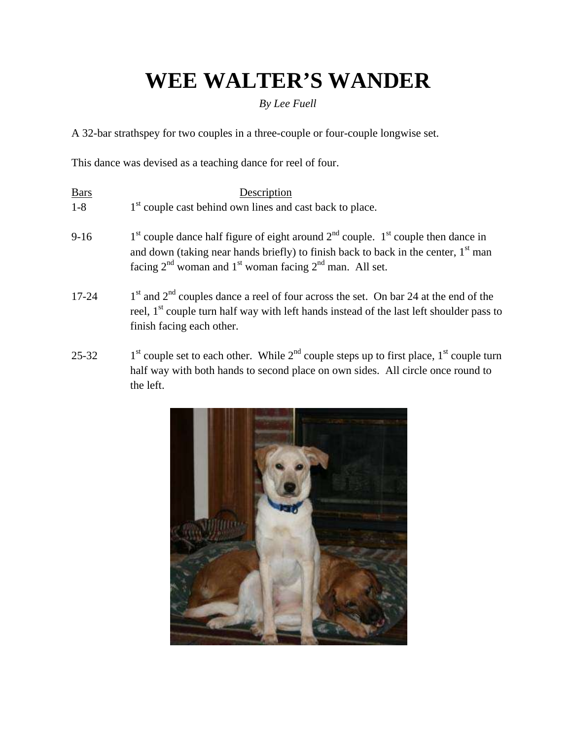# WEE WALTER'S WANDER

*By Lee Fuell*

A 32-bar strathspey for two couples in a three-couple or four-couple longwise set.

This dance was devised as a teaching dance for reel of four.

| Bars | Description |
|---|---|
| 1-8 | 1st couple cast behind own lines and cast back to place. |
| 9-16 | 1st couple dance half figure of eight around 2nd couple. 1st couple then dance in and down (taking near hands briefly) to finish back to back in the center, 1st man facing 2nd woman and 1st woman facing 2nd man. All set. |
| 17-24 | 1st and 2nd couples dance a reel of four across the set. On bar 24 at the end of the reel, 1st couple turn half way with left hands instead of the last left shoulder pass to finish facing each other. |
| 25-32 | 1st couple set to each other. While 2nd couple steps up to first place, 1st couple turn half way with both hands to second place on own sides. All circle once round to the left. |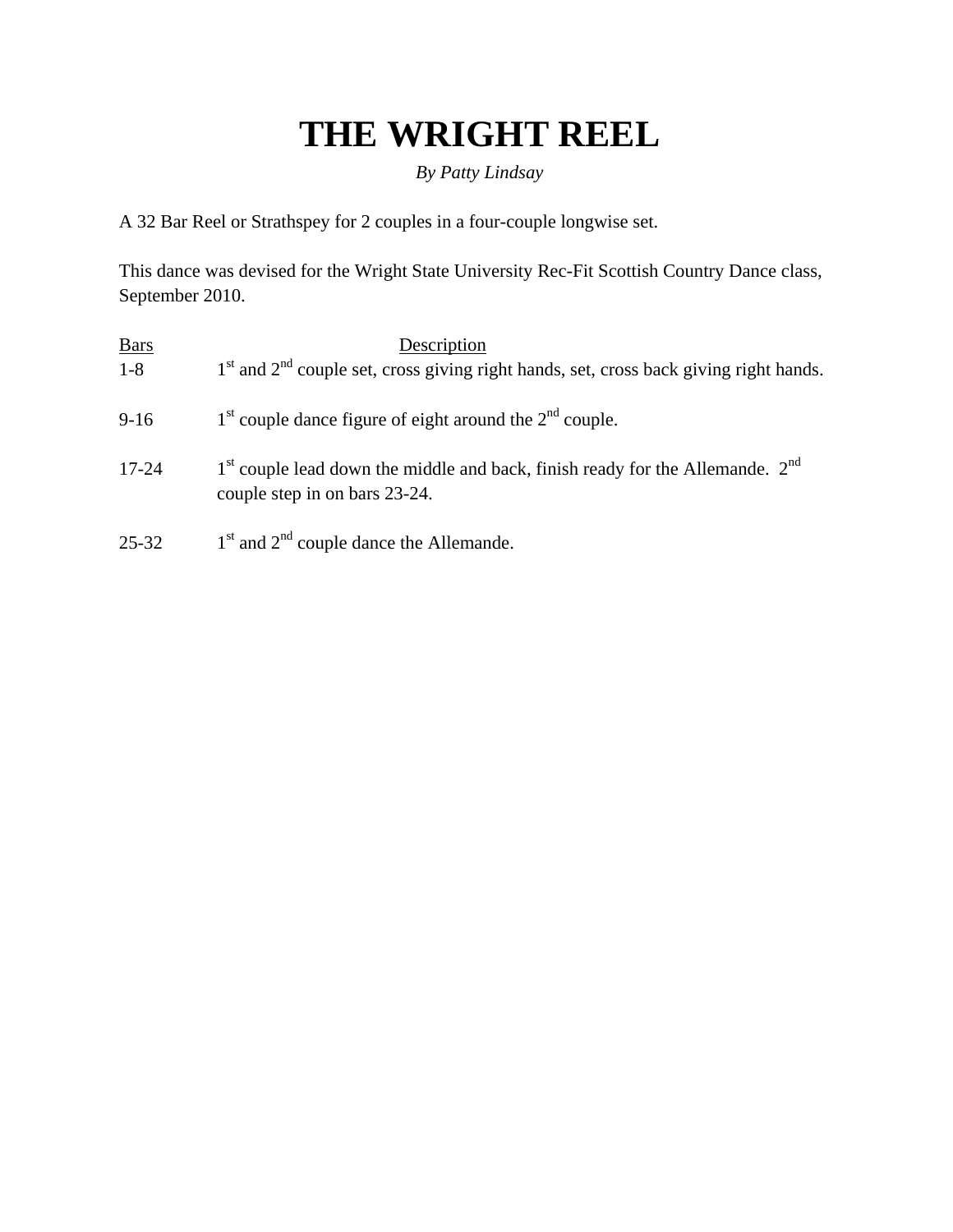# THE WRIGHT REEL

*By Patty Lindsay*

A 32 Bar Reel or Strathspey for 2 couples in a four-couple longwise set.

This dance was devised for the Wright State University Rec-Fit Scottish Country Dance class, September 2010.

| Bars | Description |
|---|---|
| 1-8 | 1st and 2nd couple set, cross giving right hands, set, cross back giving right hands. |
| 9-16 | 1st couple dance figure of eight around the 2nd couple. |
| 17-24 | 1st couple lead down the middle and back, finish ready for the Allemande. 2nd couple step in on bars 23-24. |
| 25-32 | 1st and 2nd couple dance the Allemande. |